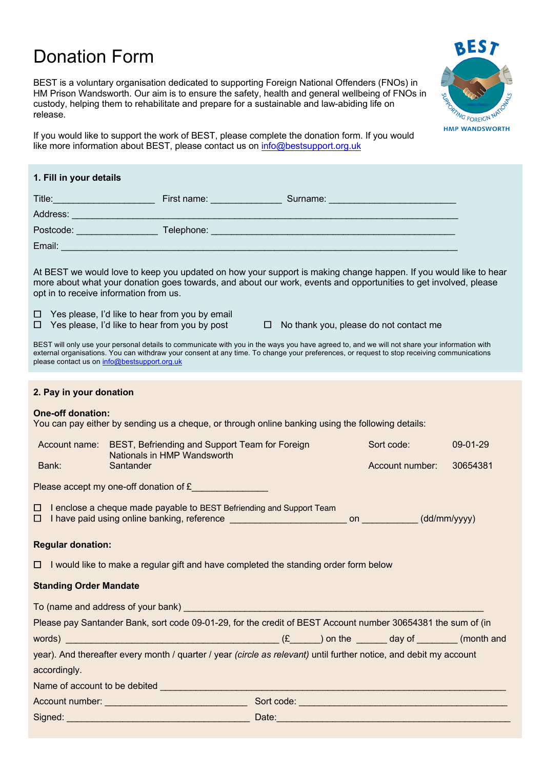# Donation Form

BEST is a voluntary organisation dedicated to supporting Foreign National Offenders (FNOs) in HM Prison Wandsworth. Our aim is to ensure the safety, health and general wellbeing of FNOs in custody, helping them to rehabilitate and prepare for a sustainable and law-abiding life on release.

If you would like to support the work of BEST, please complete the donation form. If you would like more information about BEST, please contact us on info@bestsupport.org.uk

## 1. Fill in your details

Title:___________________ First name: _____________ Surname: _______________________

Address: _______________________________________________________________________

Postcode: _______________ Telephone: ____________________________________________

Email: _________________________________________________________________________

At BEST we would love to keep you updated on how your support is making change happen. If you would like to hear more about what your donation goes towards, and about our work, events and opportunities to get involved, please opt in to receive information from us.

☐ Yes please, I'd like to hear from you by email

☐ Yes please, I'd like to hear from you by post

☐ No thank you, please do not contact me

BEST will only use your personal details to communicate with you in the ways you have agreed to, and we will not share your information with external organisations. You can withdraw your consent at any time. To change your preferences, or request to stop receiving communications please contact us on info@bestsupport.org.uk

## 2. Pay in your donation

**One-off donation:**

You can pay either by sending us a cheque, or through online banking using the following details:

| | | | |
|---|---|---|---|
| Account name: | BEST, Befriending and Support Team for Foreign Nationals in HMP Wandsworth | Sort code: | 09-01-29 |
| Bank: | Santander | Account number: | 30654381 |

Please accept my one-off donation of £______________

☐ I enclose a cheque made payable to BEST Befriending and Support Team

☐ I have paid using online banking, reference ______________________ on __________ (dd/mm/yyyy)

**Regular donation:**

☐ I would like to make a regular gift and have completed the standing order form below

**Standing Order Mandate**

To (name and address of your bank) ________________________________________________________

Please pay Santander Bank, sort code 09-01-29, for the credit of BEST Account number 30654381 the sum of (in words) ________________________________________ (£______) on the ______ day of ________ (month and year). And thereafter every month / quarter / year *(circle as relevant)* until further notice, and debit my account accordingly.

Name of account to be debited _________________________________________________________________

Account number: ___________________________ Sort code: ________________________________________

Signed: ___________________________________ Date:____________________________________________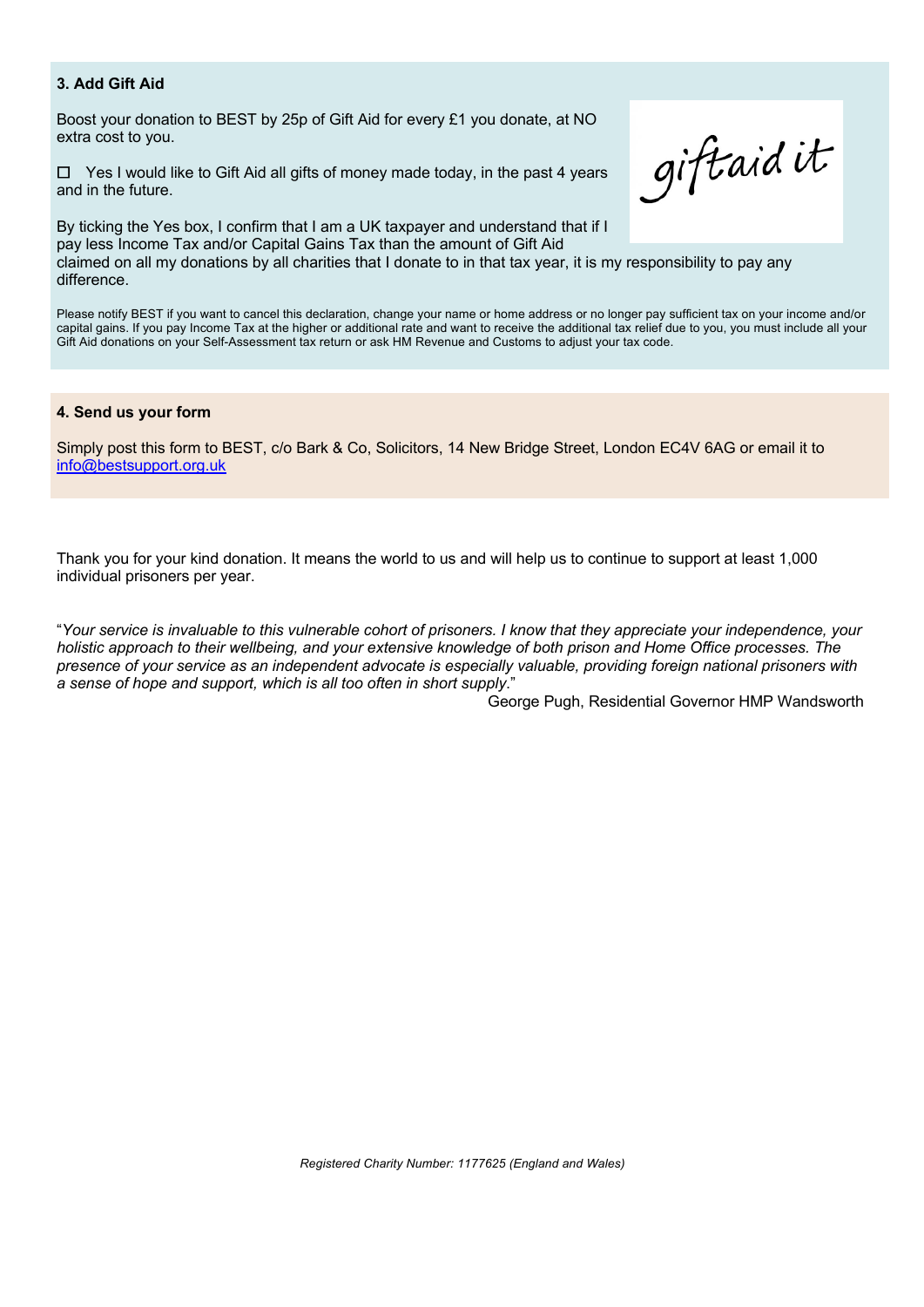### 3. Add Gift Aid

Boost your donation to BEST by 25p of Gift Aid for every £1 you donate, at NO extra cost to you.

giftaid it

☐ Yes I would like to Gift Aid all gifts of money made today, in the past 4 years and in the future.

By ticking the Yes box, I confirm that I am a UK taxpayer and understand that if I pay less Income Tax and/or Capital Gains Tax than the amount of Gift Aid claimed on all my donations by all charities that I donate to in that tax year, it is my responsibility to pay any difference.

Please notify BEST if you want to cancel this declaration, change your name or home address or no longer pay sufficient tax on your income and/or capital gains. If you pay Income Tax at the higher or additional rate and want to receive the additional tax relief due to you, you must include all your Gift Aid donations on your Self-Assessment tax return or ask HM Revenue and Customs to adjust your tax code.

### 4. Send us your form

Simply post this form to BEST, c/o Bark & Co, Solicitors, 14 New Bridge Street, London EC4V 6AG or email it to info@bestsupport.org.uk

Thank you for your kind donation. It means the world to us and will help us to continue to support at least 1,000 individual prisoners per year.

"*Your service is invaluable to this vulnerable cohort of prisoners. I know that they appreciate your independence, your holistic approach to their wellbeing, and your extensive knowledge of both prison and Home Office processes. The presence of your service as an independent advocate is especially valuable, providing foreign national prisoners with a sense of hope and support, which is all too often in short supply*."

George Pugh, Residential Governor HMP Wandsworth

*Registered Charity Number: 1177625 (England and Wales)*